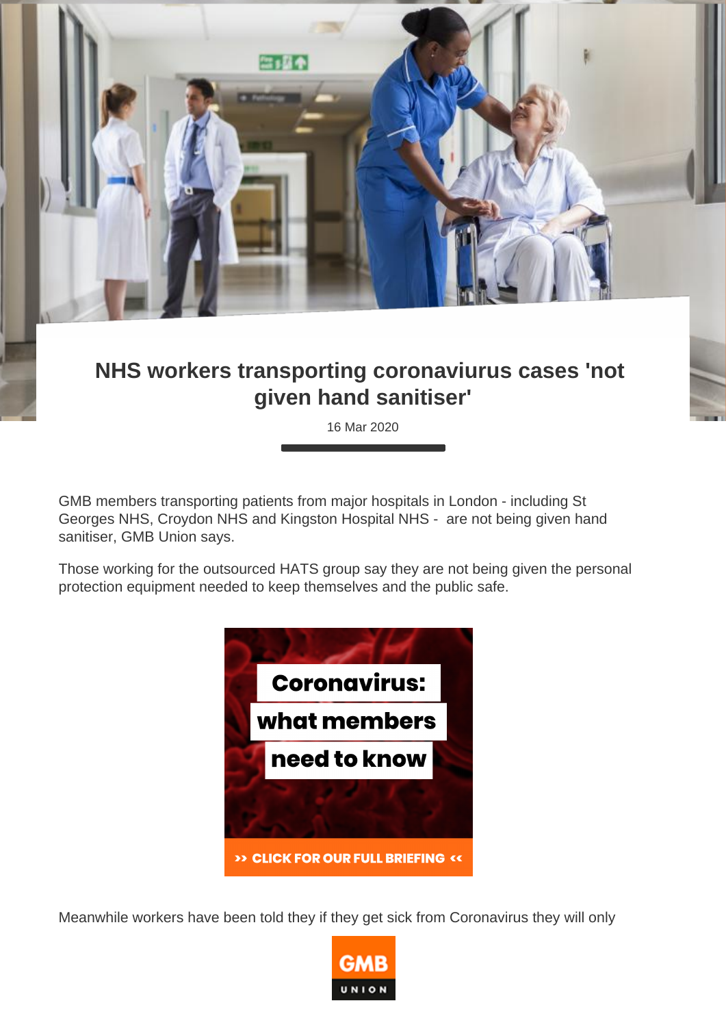# NHS workers transporting coronaviurus cases 'not given hand sanitiser'

16 Mar 2020

GMB members transporting patients from major hospitals in London - including St Georges NHS, Croydon NHS and Kingston Hospital NHS - are not being given hand sanitiser, GMB Union says.

Those working for the outsourced HATS group say they are not being given the personal protection equipment needed to keep themselves and the public safe.

Meanwhile workers have been told they if they get sick from Coronavirus they will only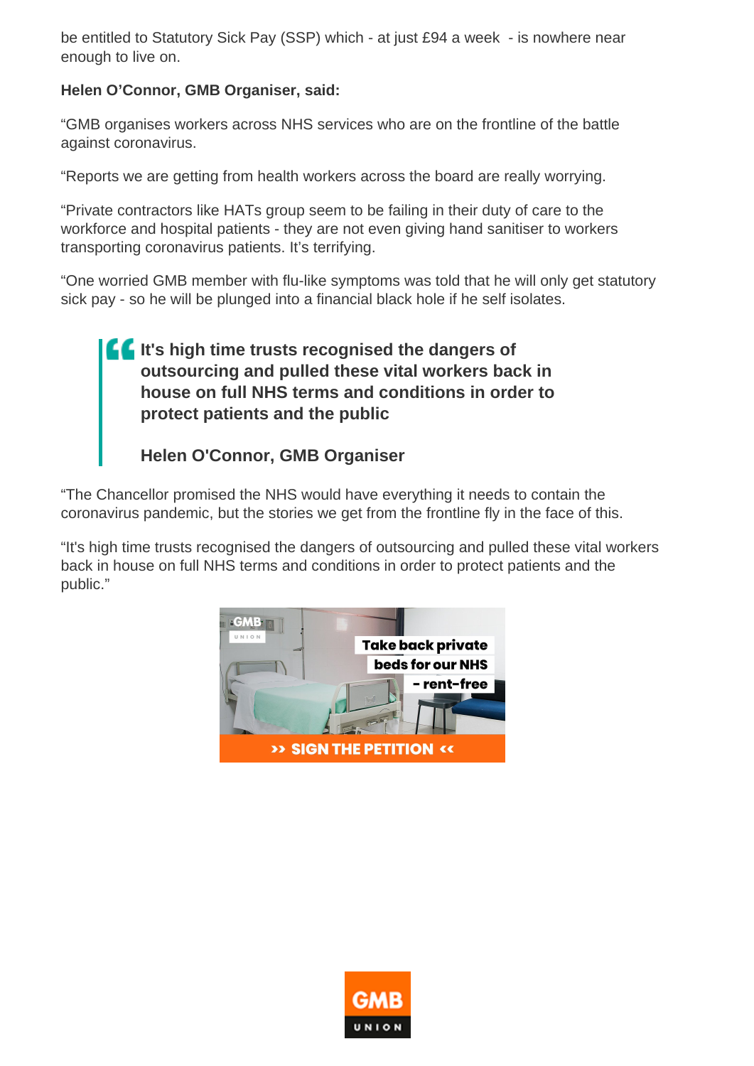be entitled to Statutory Sick Pay (SSP) which - at just £94 a week - is nowhere near enough to live on.

**Helen O'Connor, GMB Organiser, said:**

"GMB organises workers across NHS services who are on the frontline of the battle against coronavirus.

"Reports we are getting from health workers across the board are really worrying.

"Private contractors like HATs group seem to be failing in their duty of care to the workforce and hospital patients - they are not even giving hand sanitiser to workers transporting coronavirus patients. It's terrifying.

"One worried GMB member with flu-like symptoms was told that he will only get statutory sick pay - so he will be plunged into a financial black hole if he self isolates.

> **It's high time trusts recognised the dangers of outsourcing and pulled these vital workers back in house on full NHS terms and conditions in order to protect patients and the public**
>
> **Helen O'Connor, GMB Organiser**

"The Chancellor promised the NHS would have everything it needs to contain the coronavirus pandemic, but the stories we get from the frontline fly in the face of this.

"It's high time trusts recognised the dangers of outsourcing and pulled these vital workers back in house on full NHS terms and conditions in order to protect patients and the public."

GMB UNION

Take back private beds for our NHS - rent-free

» SIGN THE PETITION «

GMB UNION